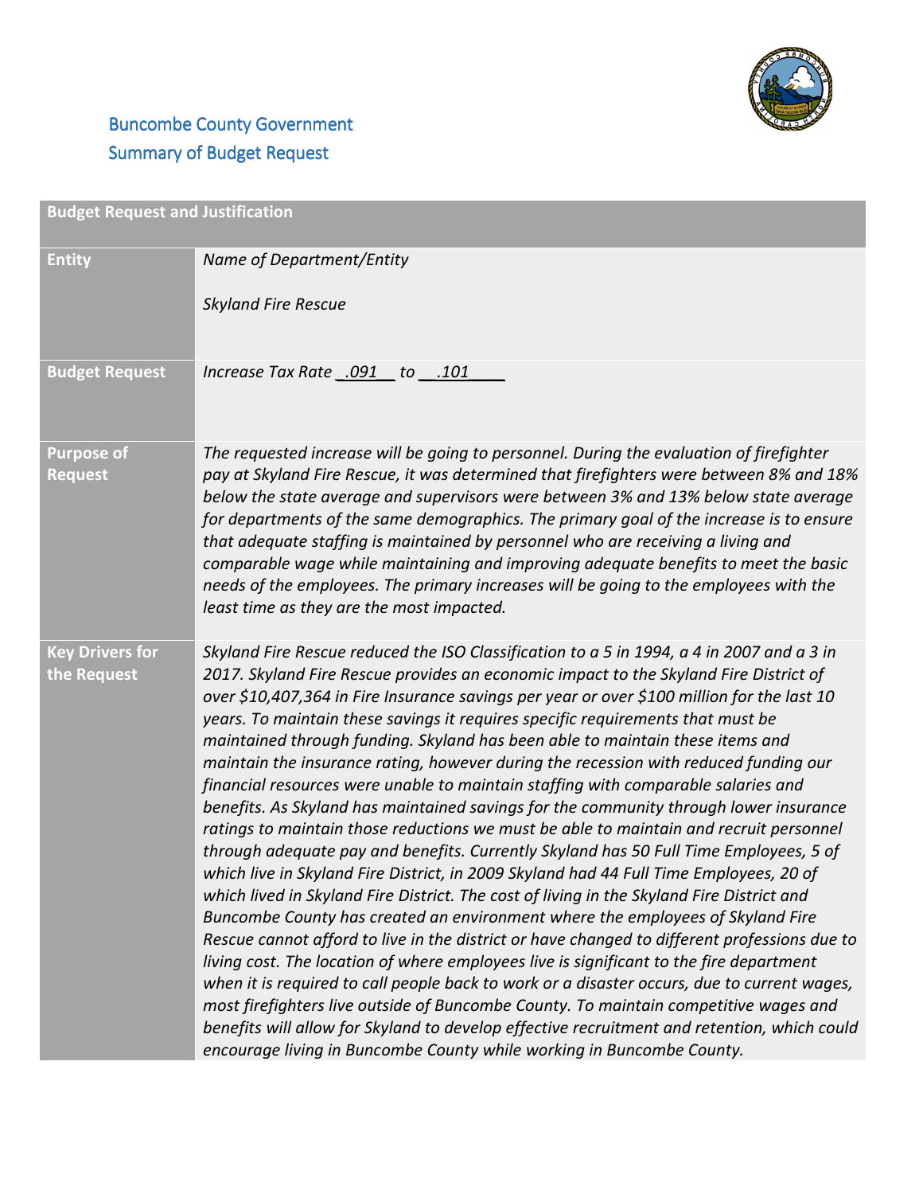# Buncombe County Government
## Summary of Budget Request

| Budget Request and Justification | |
|---|---|
| **Entity** | *Name of Department/Entity*<br><br>*Skyland Fire Rescue* |
| **Budget Request** | *Increase Tax Rate _.091__ to __.101____* |
| **Purpose of Request** | *The requested increase will be going to personnel. During the evaluation of firefighter pay at Skyland Fire Rescue, it was determined that firefighters were between 8% and 18% below the state average and supervisors were between 3% and 13% below state average for departments of the same demographics. The primary goal of the increase is to ensure that adequate staffing is maintained by personnel who are receiving a living and comparable wage while maintaining and improving adequate benefits to meet the basic needs of the employees. The primary increases will be going to the employees with the least time as they are the most impacted.* |
| **Key Drivers for the Request** | *Skyland Fire Rescue reduced the ISO Classification to a 5 in 1994, a 4 in 2007 and a 3 in 2017. Skyland Fire Rescue provides an economic impact to the Skyland Fire District of over $10,407,364 in Fire Insurance savings per year or over $100 million for the last 10 years. To maintain these savings it requires specific requirements that must be maintained through funding. Skyland has been able to maintain these items and maintain the insurance rating, however during the recession with reduced funding our financial resources were unable to maintain staffing with comparable salaries and benefits. As Skyland has maintained savings for the community through lower insurance ratings to maintain those reductions we must be able to maintain and recruit personnel through adequate pay and benefits. Currently Skyland has 50 Full Time Employees, 5 of which live in Skyland Fire District, in 2009 Skyland had 44 Full Time Employees, 20 of which lived in Skyland Fire District. The cost of living in the Skyland Fire District and Buncombe County has created an environment where the employees of Skyland Fire Rescue cannot afford to live in the district or have changed to different professions due to living cost. The location of where employees live is significant to the fire department when it is required to call people back to work or a disaster occurs, due to current wages, most firefighters live outside of Buncombe County. To maintain competitive wages and benefits will allow for Skyland to develop effective recruitment and retention, which could encourage living in Buncombe County while working in Buncombe County.* |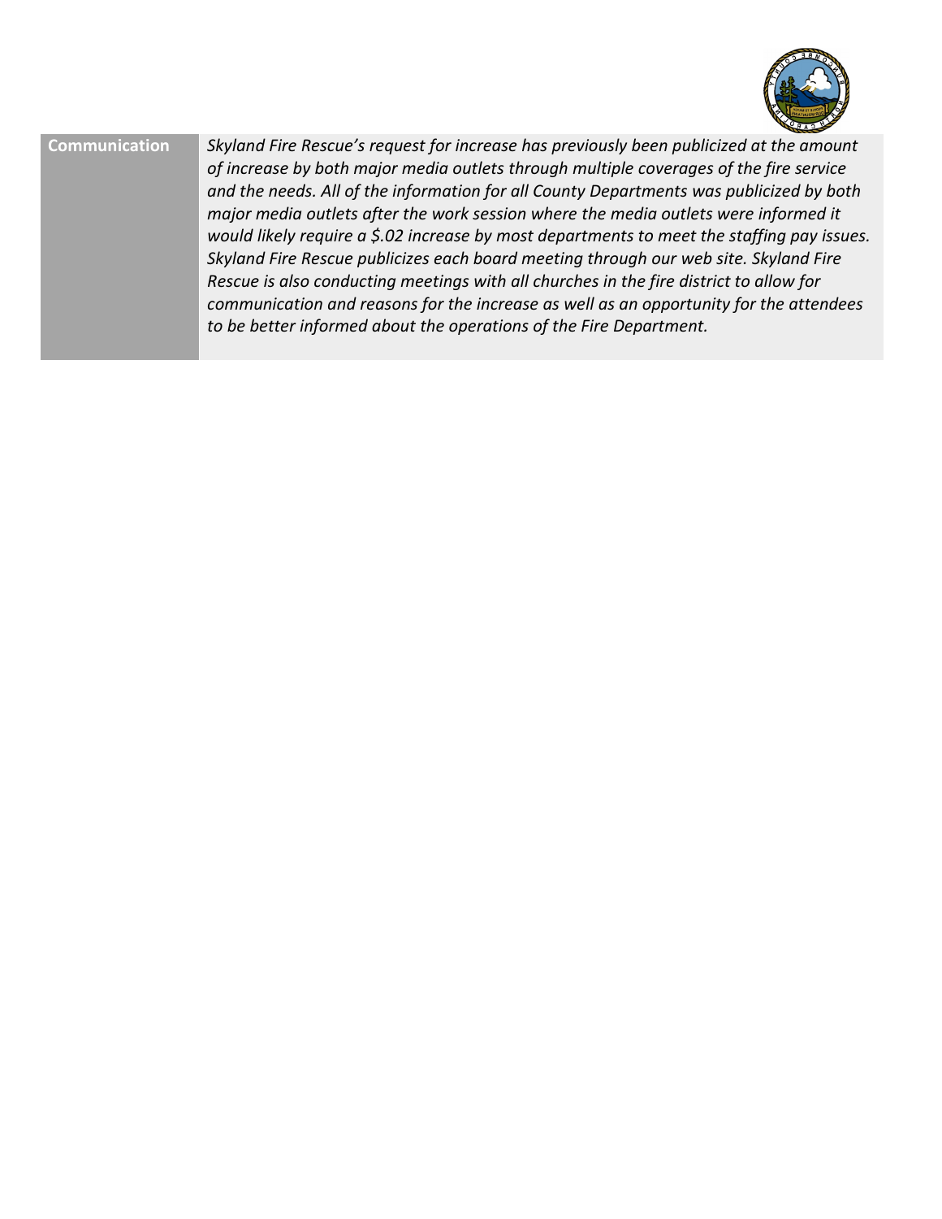| | |
|---|---|
| **Communication** | *Skyland Fire Rescue's request for increase has previously been publicized at the amount of increase by both major media outlets through multiple coverages of the fire service and the needs. All of the information for all County Departments was publicized by both major media outlets after the work session where the media outlets were informed it would likely require a $.02 increase by most departments to meet the staffing pay issues. Skyland Fire Rescue publicizes each board meeting through our web site. Skyland Fire Rescue is also conducting meetings with all churches in the fire district to allow for communication and reasons for the increase as well as an opportunity for the attendees to be better informed about the operations of the Fire Department.* |